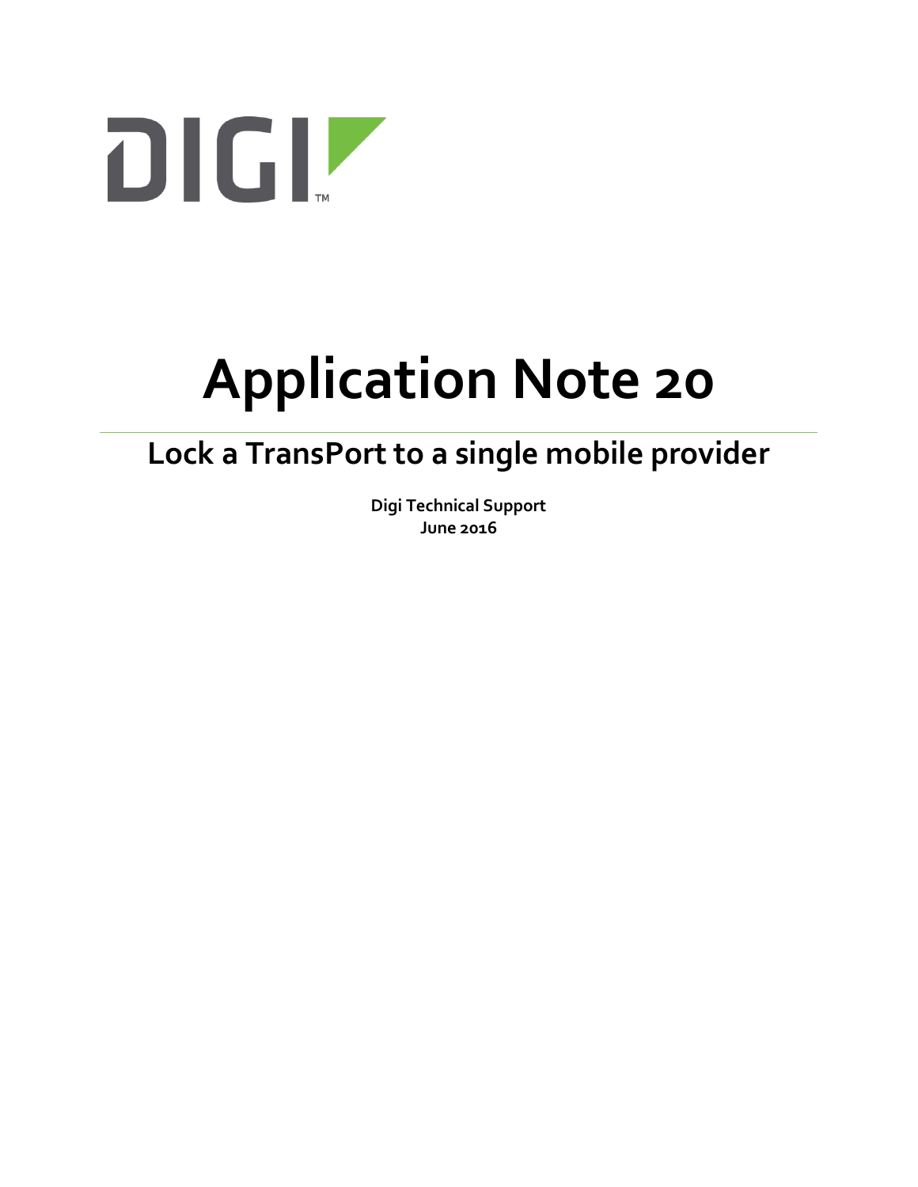DIGI™

# Application Note 20

## Lock a TransPort to a single mobile provider

**Digi Technical Support**
**June 2016**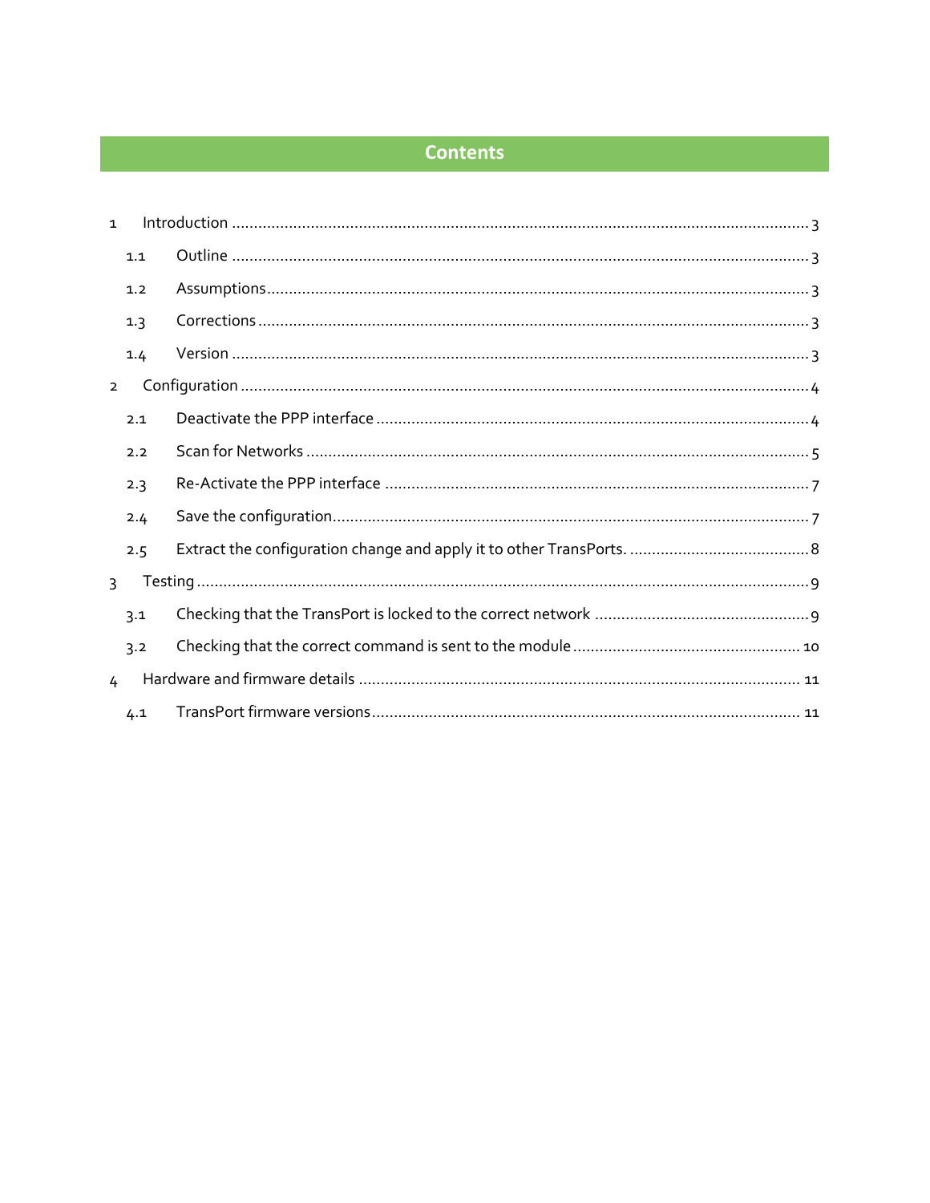# Contents

1 Introduction ........................................................................................................................ 3

  1.1 Outline ........................................................................................................................ 3

  1.2 Assumptions ................................................................................................................ 3

  1.3 Corrections .................................................................................................................. 3

  1.4 Version ........................................................................................................................ 3

2 Configuration ....................................................................................................................... 4

  2.1 Deactivate the PPP interface ....................................................................................... 4

  2.2 Scan for Networks ....................................................................................................... 5

  2.3 Re-Activate the PPP interface ..................................................................................... 7

  2.4 Save the configuration ................................................................................................. 7

  2.5 Extract the configuration change and apply it to other TransPorts. ............................. 8

3 Testing ................................................................................................................................. 9

  3.1 Checking that the TransPort is locked to the correct network ...................................... 9

  3.2 Checking that the correct command is sent to the module .......................................... 10

4 Hardware and firmware details ........................................................................................... 11

  4.1 TransPort firmware versions ........................................................................................ 11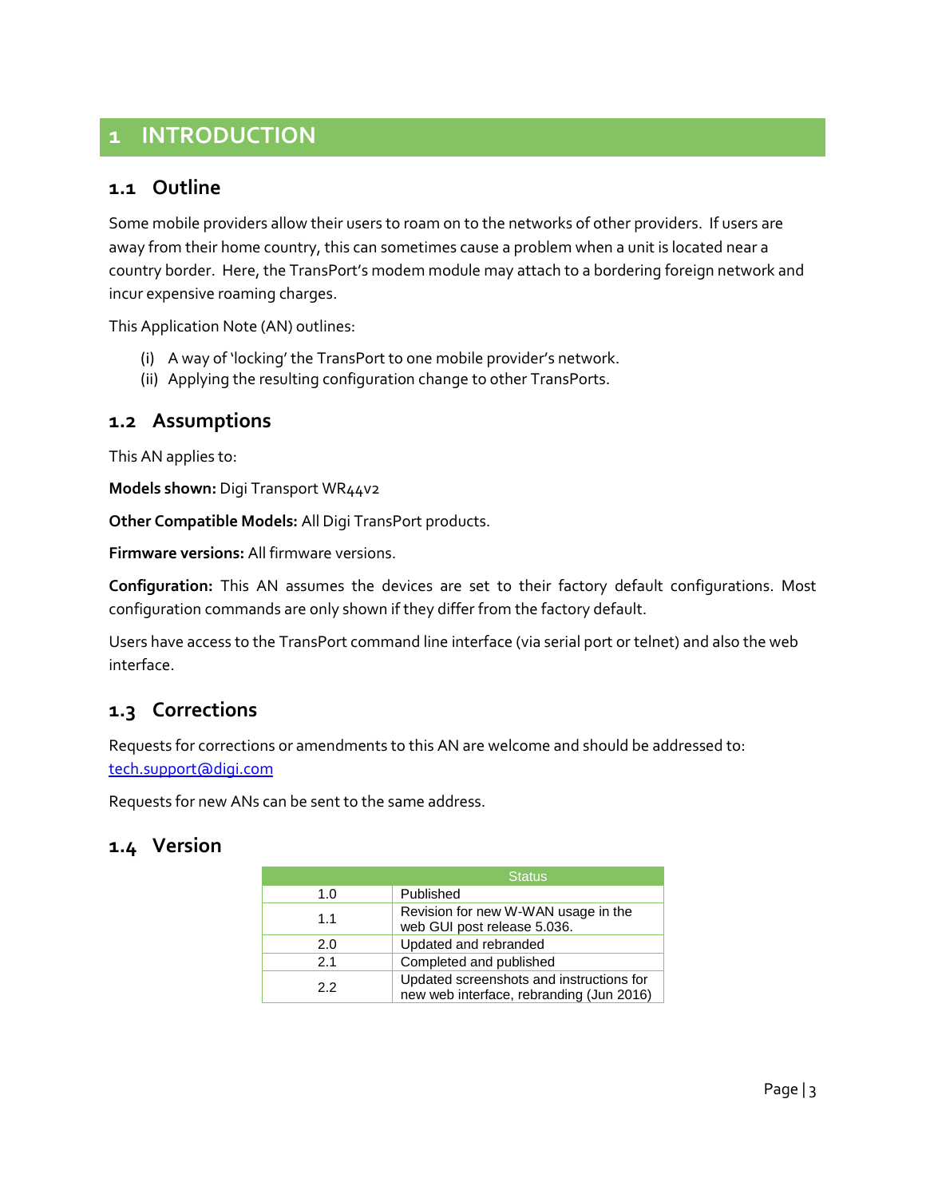# 1 INTRODUCTION

## 1.1 Outline

Some mobile providers allow their users to roam on to the networks of other providers. If users are away from their home country, this can sometimes cause a problem when a unit is located near a country border. Here, the TransPort's modem module may attach to a bordering foreign network and incur expensive roaming charges.

This Application Note (AN) outlines:

(i) A way of 'locking' the TransPort to one mobile provider's network.
(ii) Applying the resulting configuration change to other TransPorts.

## 1.2 Assumptions

This AN applies to:

**Models shown:** Digi Transport WR44v2

**Other Compatible Models:** All Digi TransPort products.

**Firmware versions:** All firmware versions.

**Configuration:** This AN assumes the devices are set to their factory default configurations. Most configuration commands are only shown if they differ from the factory default.

Users have access to the TransPort command line interface (via serial port or telnet) and also the web interface.

## 1.3 Corrections

Requests for corrections or amendments to this AN are welcome and should be addressed to: tech.support@digi.com

Requests for new ANs can be sent to the same address.

## 1.4 Version

| | Status |
|---|---|
| 1.0 | Published |
| 1.1 | Revision for new W-WAN usage in the web GUI post release 5.036. |
| 2.0 | Updated and rebranded |
| 2.1 | Completed and published |
| 2.2 | Updated screenshots and instructions for new web interface, rebranding (Jun 2016) |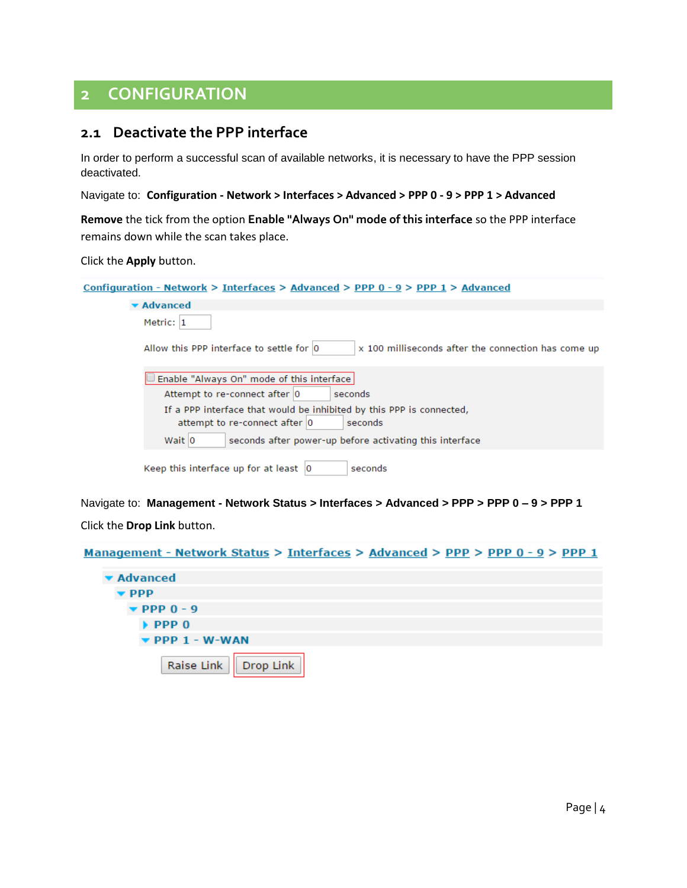# 2 CONFIGURATION

## 2.1 Deactivate the PPP interface

In order to perform a successful scan of available networks, it is necessary to have the PPP session deactivated.

Navigate to: **Configuration - Network > Interfaces > Advanced > PPP 0 - 9 > PPP 1 > Advanced**

**Remove** the tick from the option **Enable "Always On" mode of this interface** so the PPP interface remains down while the scan takes place.

Click the **Apply** button.

Configuration - Network > Interfaces > Advanced > PPP 0 - 9 > PPP 1 > Advanced

▾ Advanced

Metric: 1

Allow this PPP interface to settle for 0 x 100 milliseconds after the connection has come up

☐ Enable "Always On" mode of this interface

Attempt to re-connect after 0 seconds

If a PPP interface that would be inhibited by this PPP is connected, attempt to re-connect after 0 seconds

Wait 0 seconds after power-up before activating this interface

Keep this interface up for at least 0 seconds

Navigate to: **Management - Network Status > Interfaces > Advanced > PPP > PPP 0 – 9 > PPP 1**

Click the **Drop Link** button.

Management - Network Status > Interfaces > Advanced > PPP > PPP 0 - 9 > PPP 1

▾ Advanced

▾ PPP

▾ PPP 0 - 9

▸ PPP 0

▾ PPP 1 - W-WAN

Raise Link | Drop Link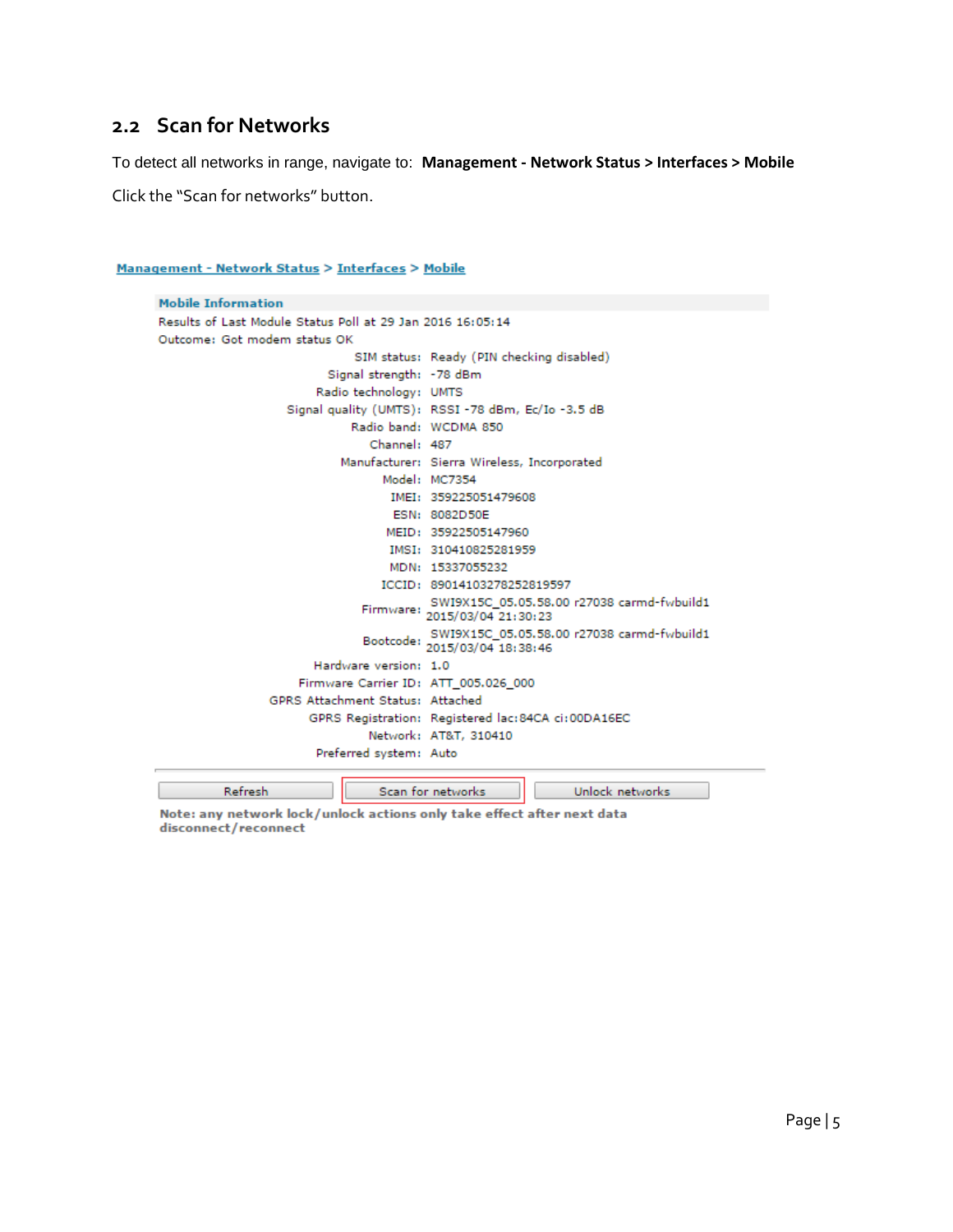## 2.2 Scan for Networks

To detect all networks in range, navigate to: **Management - Network Status > Interfaces > Mobile**

Click the "Scan for networks" button.

Management - Network Status > Interfaces > Mobile

**Mobile Information**

Results of Last Module Status Poll at 29 Jan 2016 16:05:14

Outcome: Got modem status OK

| | |
|---|---|
| SIM status: | Ready (PIN checking disabled) |
| Signal strength: | -78 dBm |
| Radio technology: | UMTS |
| Signal quality (UMTS): | RSSI -78 dBm, Ec/Io -3.5 dB |
| Radio band: | WCDMA 850 |
| Channel: | 487 |
| Manufacturer: | Sierra Wireless, Incorporated |
| Model: | MC7354 |
| IMEI: | 359225051479608 |
| ESN: | 8082D50E |
| MEID: | 35922505147960 |
| IMSI: | 310410825281959 |
| MDN: | 15337055232 |
| ICCID: | 89014103278252819597 |
| Firmware: | SWI9X15C_05.05.58.00 r27038 carmd-fwbuild1 2015/03/04 21:30:23 |
| Bootcode: | SWI9X15C_05.05.58.00 r27038 carmd-fwbuild1 2015/03/04 18:38:46 |
| Hardware version: | 1.0 |
| Firmware Carrier ID: | ATT_005.026_000 |
| GPRS Attachment Status: | Attached |
| GPRS Registration: | Registered lac:84CA ci:00DA16EC |
| Network: | AT&T, 310410 |
| Preferred system: | Auto |

Refresh | Scan for networks | Unlock networks

**Note: any network lock/unlock actions only take effect after next data disconnect/reconnect**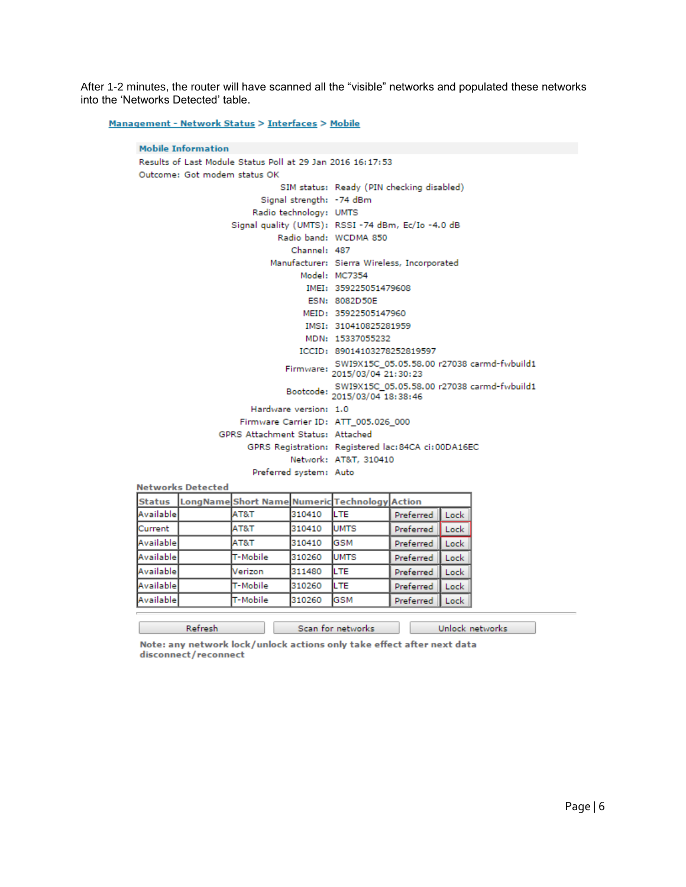After 1-2 minutes, the router will have scanned all the “visible” networks and populated these networks into the ‘Networks Detected’ table.

Management - Network Status > Interfaces > Mobile

**Mobile Information**

Results of Last Module Status Poll at 29 Jan 2016 16:17:53

Outcome: Got modem status OK

| | |
|---|---|
| SIM status: | Ready (PIN checking disabled) |
| Signal strength: | -74 dBm |
| Radio technology: | UMTS |
| Signal quality (UMTS): | RSSI -74 dBm, Ec/Io -4.0 dB |
| Radio band: | WCDMA 850 |
| Channel: | 487 |
| Manufacturer: | Sierra Wireless, Incorporated |
| Model: | MC7354 |
| IMEI: | 359225051479608 |
| ESN: | 8082D50E |
| MEID: | 35922505147960 |
| IMSI: | 310410825281959 |
| MDN: | 15337055232 |
| ICCID: | 89014103278252819597 |
| Firmware: | SWI9X15C_05.05.58.00 r27038 carmd-fwbuild1 2015/03/04 21:30:23 |
| Bootcode: | SWI9X15C_05.05.58.00 r27038 carmd-fwbuild1 2015/03/04 18:38:46 |
| Hardware version: | 1.0 |
| Firmware Carrier ID: | ATT_005.026_000 |
| GPRS Attachment Status: | Attached |
| GPRS Registration: | Registered lac:84CA ci:00DA16EC |
| Network: | AT&T, 310410 |
| Preferred system: | Auto |

**Networks Detected**

| Status | LongName | Short Name | Numeric | Technology | Action | |
|---|---|---|---|---|---|---|
| Available | | AT&T | 310410 | LTE | Preferred | Lock |
| Current | | AT&T | 310410 | UMTS | Preferred | Lock |
| Available | | AT&T | 310410 | GSM | Preferred | Lock |
| Available | | T-Mobile | 310260 | UMTS | Preferred | Lock |
| Available | | Verizon | 311480 | LTE | Preferred | Lock |
| Available | | T-Mobile | 310260 | LTE | Preferred | Lock |
| Available | | T-Mobile | 310260 | GSM | Preferred | Lock |

Refresh | Scan for networks | Unlock networks

**Note: any network lock/unlock actions only take effect after next data disconnect/reconnect**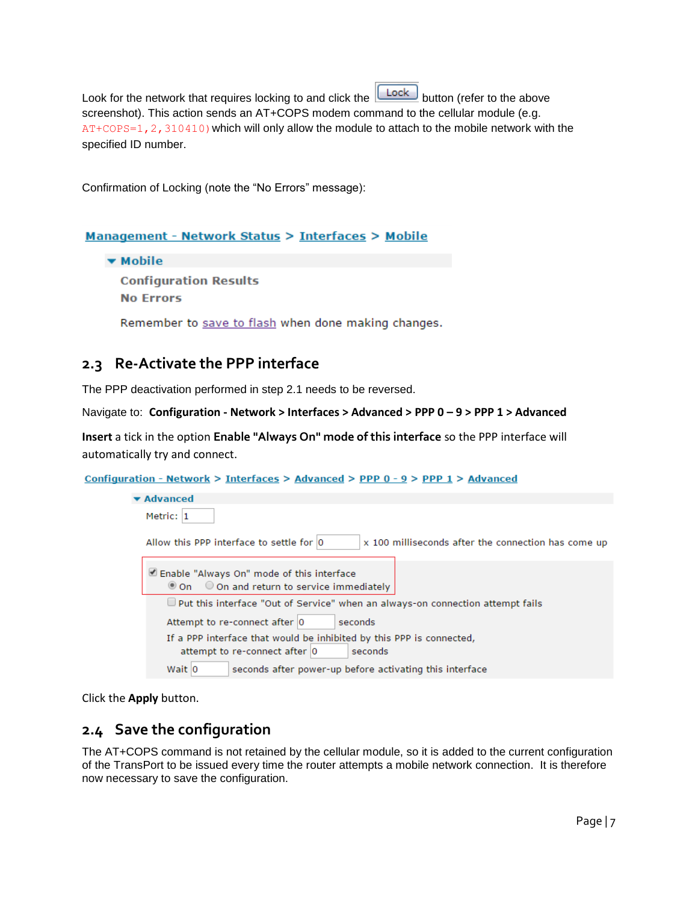Look for the network that requires locking to and click the Lock button (refer to the above screenshot). This action sends an AT+COPS modem command to the cellular module (e.g. `AT+COPS=1,2,310410)` which will only allow the module to attach to the mobile network with the specified ID number.

Confirmation of Locking (note the "No Errors" message):

Management - Network Status > Interfaces > Mobile

▼ Mobile

Configuration Results

No Errors

Remember to save to flash when done making changes.

## 2.3 Re-Activate the PPP interface

The PPP deactivation performed in step 2.1 needs to be reversed.

Navigate to: **Configuration - Network > Interfaces > Advanced > PPP 0 – 9 > PPP 1 > Advanced**

**Insert** a tick in the option **Enable "Always On" mode of this interface** so the PPP interface will automatically try and connect.

Configuration - Network > Interfaces > Advanced > PPP 0 - 9 > PPP 1 > Advanced

▼ Advanced

Metric: 1

Allow this PPP interface to settle for 0 x 100 milliseconds after the connection has come up

☑ Enable "Always On" mode of this interface

◉ On ○ On and return to service immediately

☐ Put this interface "Out of Service" when an always-on connection attempt fails

Attempt to re-connect after 0 seconds

If a PPP interface that would be inhibited by this PPP is connected, attempt to re-connect after 0 seconds

Wait 0 seconds after power-up before activating this interface

Click the **Apply** button.

## 2.4 Save the configuration

The AT+COPS command is not retained by the cellular module, so it is added to the current configuration of the TransPort to be issued every time the router attempts a mobile network connection. It is therefore now necessary to save the configuration.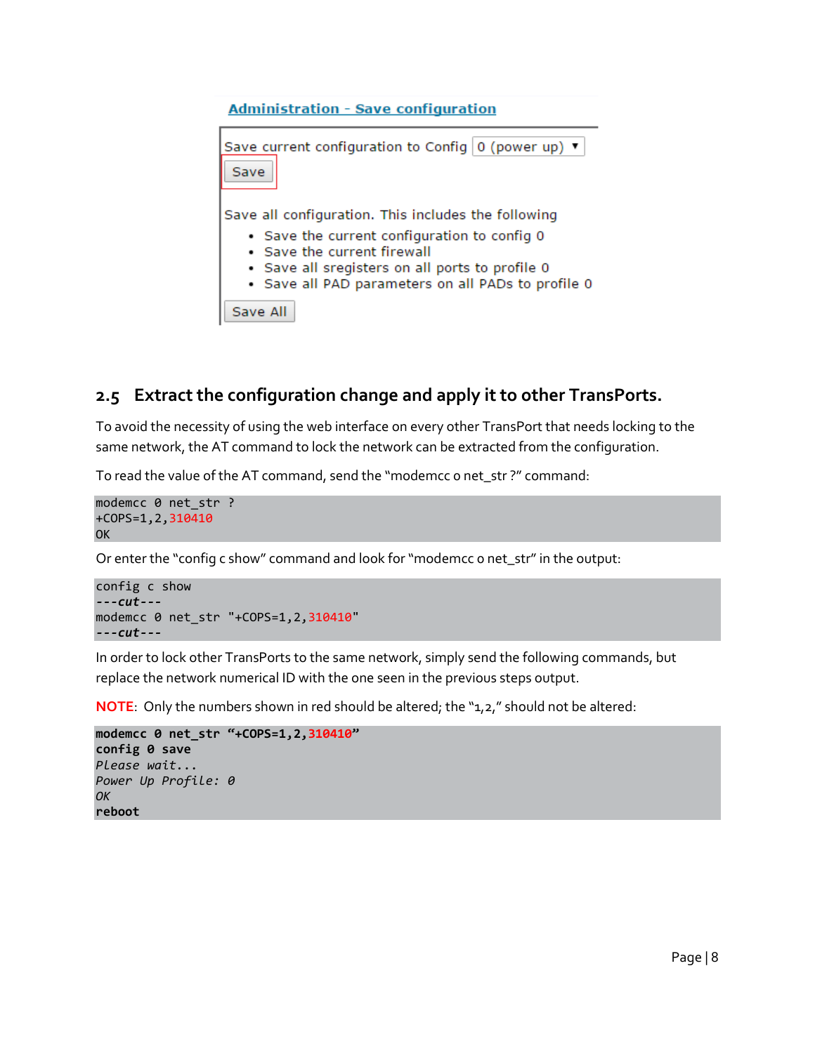**Administration - Save configuration**

Save current configuration to Config 0 (power up)

Save

Save all configuration. This includes the following

- Save the current configuration to config 0
- Save the current firewall
- Save all sregisters on all ports to profile 0
- Save all PAD parameters on all PADs to profile 0

Save All

## 2.5 Extract the configuration change and apply it to other TransPorts.

To avoid the necessity of using the web interface on every other TransPort that needs locking to the same network, the AT command to lock the network can be extracted from the configuration.

To read the value of the AT command, send the "modemcc 0 net_str ?" command:

```
modemcc 0 net_str ?
+COPS=1,2,310410
OK
```

Or enter the "config c show" command and look for "modemcc 0 net_str" in the output:

```
config c show
---cut---
modemcc 0 net_str "+COPS=1,2,310410"
---cut---
```

In order to lock other TransPorts to the same network, simply send the following commands, but replace the network numerical ID with the one seen in the previous steps output.

**NOTE**: Only the numbers shown in red should be altered; the "1,2," should not be altered:

```
modemcc 0 net_str "+COPS=1,2,310410"
config 0 save
Please wait...
Power Up Profile: 0
OK
reboot
```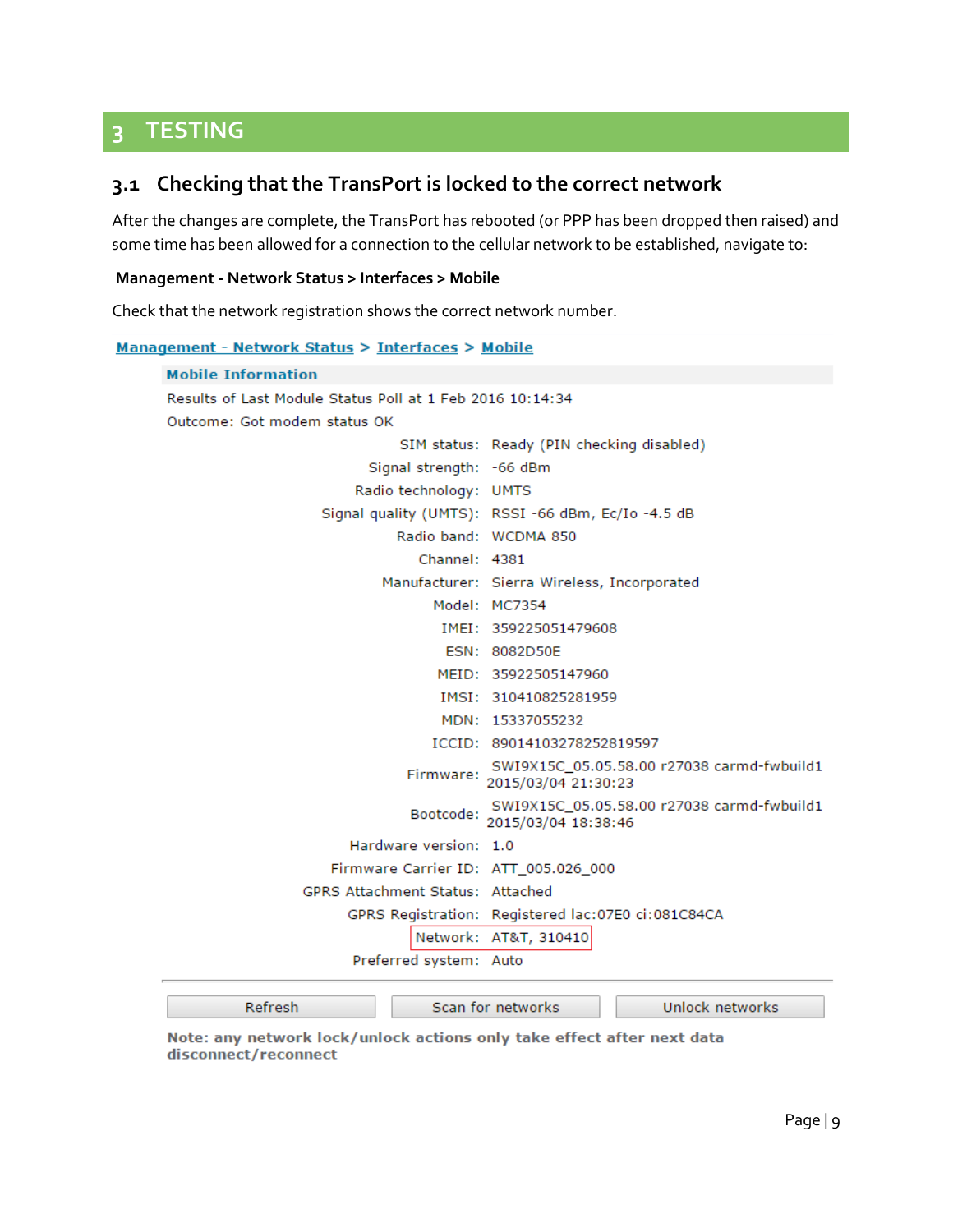# 3 TESTING

## 3.1 Checking that the TransPort is locked to the correct network

After the changes are complete, the TransPort has rebooted (or PPP has been dropped then raised) and some time has been allowed for a connection to the cellular network to be established, navigate to:

**Management - Network Status > Interfaces > Mobile**

Check that the network registration shows the correct network number.

Management - Network Status > Interfaces > Mobile

**Mobile Information**

Results of Last Module Status Poll at 1 Feb 2016 10:14:34

Outcome: Got modem status OK

| | |
|---|---|
| SIM status: | Ready (PIN checking disabled) |
| Signal strength: | -66 dBm |
| Radio technology: | UMTS |
| Signal quality (UMTS): | RSSI -66 dBm, Ec/Io -4.5 dB |
| Radio band: | WCDMA 850 |
| Channel: | 4381 |
| Manufacturer: | Sierra Wireless, Incorporated |
| Model: | MC7354 |
| IMEI: | 359225051479608 |
| ESN: | 8082D50E |
| MEID: | 35922505147960 |
| IMSI: | 310410825281959 |
| MDN: | 15337055232 |
| ICCID: | 89014103278252819597 |
| Firmware: | SWI9X15C_05.05.58.00 r27038 carmd-fwbuild1 2015/03/04 21:30:23 |
| Bootcode: | SWI9X15C_05.05.58.00 r27038 carmd-fwbuild1 2015/03/04 18:38:46 |
| Hardware version: | 1.0 |
| Firmware Carrier ID: | ATT_005.026_000 |
| GPRS Attachment Status: | Attached |
| GPRS Registration: | Registered lac:07E0 ci:081C84CA |
| Network: | AT&T, 310410 |
| Preferred system: | Auto |

Refresh | Scan for networks | Unlock networks

Note: any network lock/unlock actions only take effect after next data disconnect/reconnect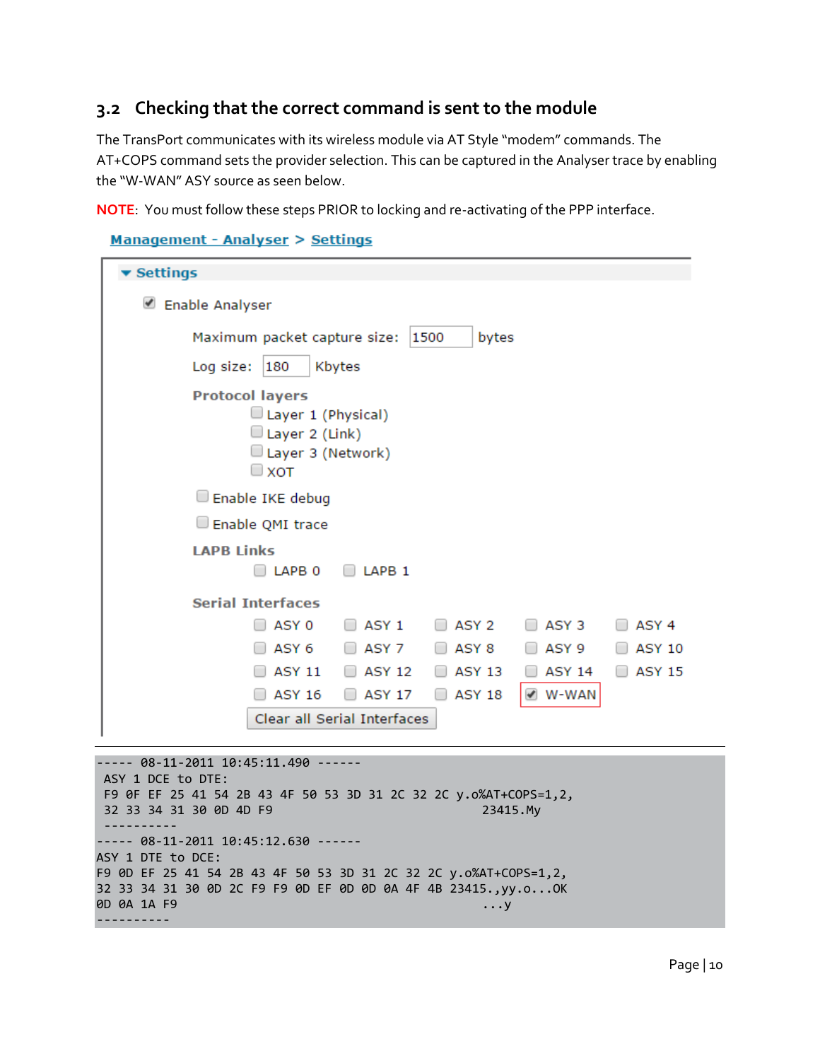## 3.2 Checking that the correct command is sent to the module

The TransPort communicates with its wireless module via AT Style "modem" commands. The AT+COPS command sets the provider selection. This can be captured in the Analyser trace by enabling the "W-WAN" ASY source as seen below.

**NOTE**: You must follow these steps PRIOR to locking and re-activating of the PPP interface.

Management - Analyser > Settings

**Settings**

- [x] Enable Analyser

Maximum packet capture size: 1500 bytes

Log size: 180 Kbytes

**Protocol layers**

- [ ] Layer 1 (Physical)
- [ ] Layer 2 (Link)
- [ ] Layer 3 (Network)
- [ ] XOT

- [ ] Enable IKE debug
- [ ] Enable QMI trace

**LAPB Links**

- [ ] LAPB 0
- [ ] LAPB 1

**Serial Interfaces**

| | | | | |
|---|---|---|---|---|
| [ ] ASY 0 | [ ] ASY 1 | [ ] ASY 2 | [ ] ASY 3 | [ ] ASY 4 |
| [ ] ASY 6 | [ ] ASY 7 | [ ] ASY 8 | [ ] ASY 9 | [ ] ASY 10 |
| [ ] ASY 11 | [ ] ASY 12 | [ ] ASY 13 | [ ] ASY 14 | [ ] ASY 15 |
| [ ] ASY 16 | [ ] ASY 17 | [ ] ASY 18 | [x] W-WAN | |

Clear all Serial Interfaces

```
----- 08-11-2011 10:45:11.490 ------
 ASY 1 DCE to DTE:
 F9 0F EF 25 41 54 2B 43 4F 50 53 3D 31 2C 32 2C y.o%AT+COPS=1,2,
 32 33 34 31 30 0D 4D F9                         23415.My
 ----------
----- 08-11-2011 10:45:12.630 ------
ASY 1 DTE to DCE:
F9 0D EF 25 41 54 2B 43 4F 50 53 3D 31 2C 32 2C y.o%AT+COPS=1,2,
32 33 34 31 30 0D 2C F9 F9 0D EF 0D 0D 0A 4F 4B 23415.,yy.o...OK
0D 0A 1A F9                                      ...y
----------
```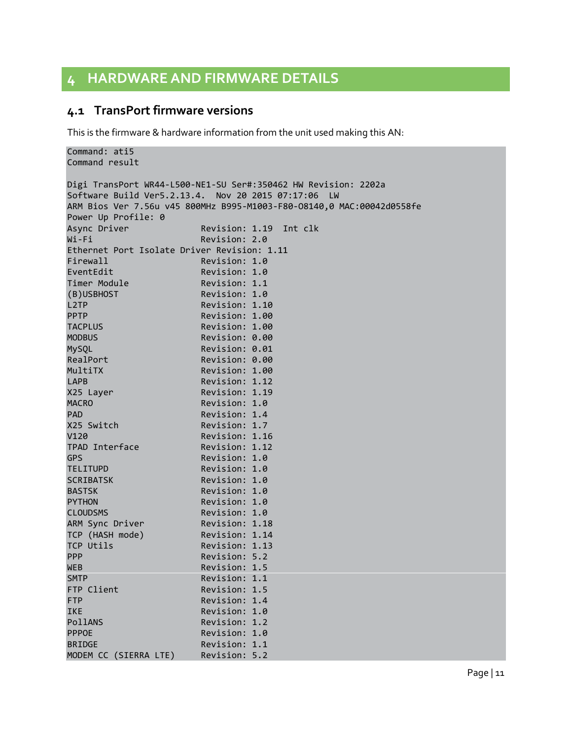# 4 HARDWARE AND FIRMWARE DETAILS

## 4.1 TransPort firmware versions

This is the firmware & hardware information from the unit used making this AN:

```
Command: ati5
Command result

Digi TransPort WR44-L500-NE1-SU Ser#:350462 HW Revision: 2202a
Software Build Ver5.2.13.4.  Nov 20 2015 07:17:06  LW
ARM Bios Ver 7.56u v45 800MHz B995-M1003-F80-O8140,0 MAC:00042d0558fe
Power Up Profile: 0
Async Driver              Revision: 1.19  Int clk
Wi-Fi                     Revision: 2.0
Ethernet Port Isolate Driver Revision: 1.11
Firewall                  Revision: 1.0
EventEdit                 Revision: 1.0
Timer Module              Revision: 1.1
(B)USBHOST                Revision: 1.0
L2TP                      Revision: 1.10
PPTP                      Revision: 1.00
TACPLUS                   Revision: 1.00
MODBUS                    Revision: 0.00
MySQL                     Revision: 0.01
RealPort                  Revision: 0.00
MultiTX                   Revision: 1.00
LAPB                      Revision: 1.12
X25 Layer                 Revision: 1.19
MACRO                     Revision: 1.0
PAD                       Revision: 1.4
X25 Switch                Revision: 1.7
V120                      Revision: 1.16
TPAD Interface            Revision: 1.12
GPS                       Revision: 1.0
TELITUPD                  Revision: 1.0
SCRIBATSK                 Revision: 1.0
BASTSK                    Revision: 1.0
PYTHON                    Revision: 1.0
CLOUDSMS                  Revision: 1.0
ARM Sync Driver           Revision: 1.18
TCP (HASH mode)           Revision: 1.14
TCP Utils                 Revision: 1.13
PPP                       Revision: 5.2
WEB                       Revision: 1.5
SMTP                      Revision: 1.1
FTP Client                Revision: 1.5
FTP                       Revision: 1.4
IKE                       Revision: 1.0
PollANS                   Revision: 1.2
PPPOE                     Revision: 1.0
BRIDGE                    Revision: 1.1
MODEM CC (SIERRA LTE)     Revision: 5.2
```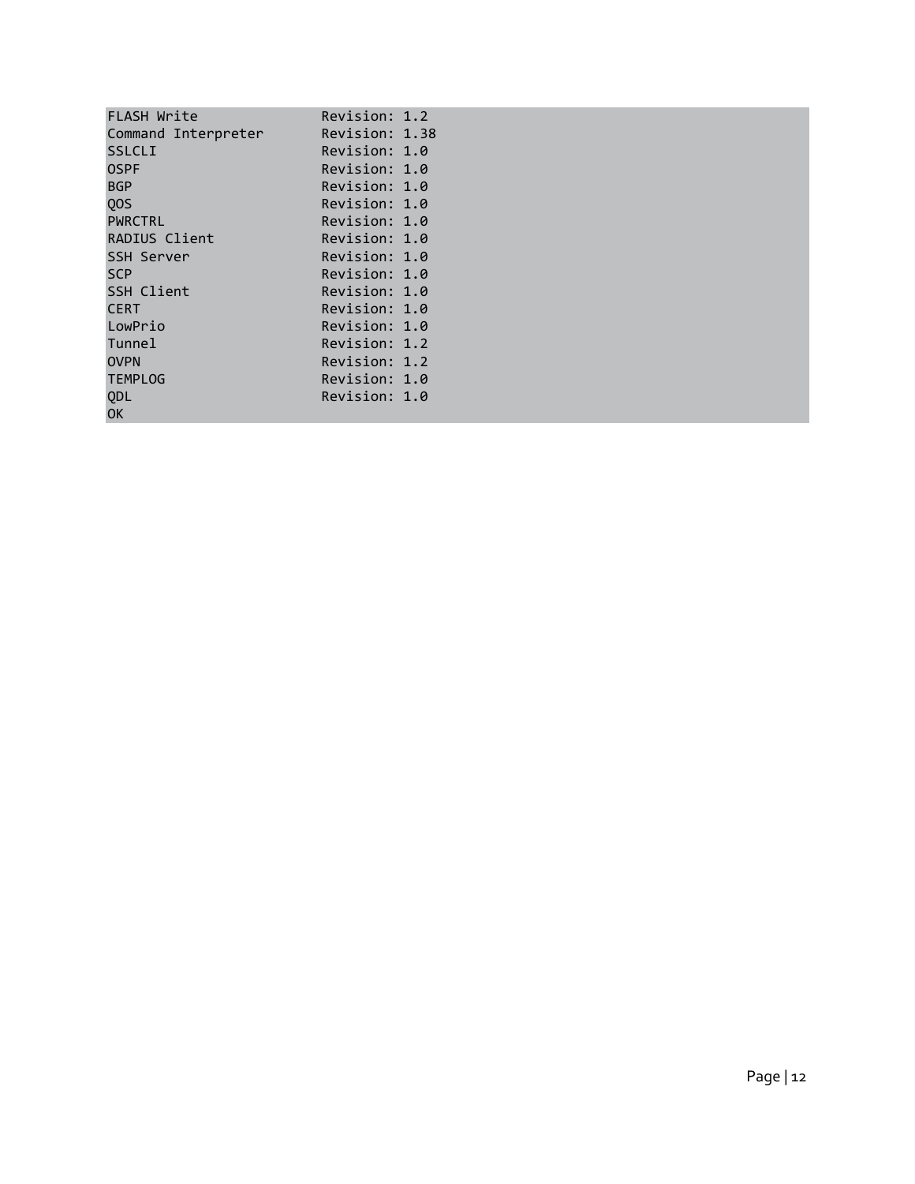```
FLASH Write             Revision: 1.2
Command Interpreter     Revision: 1.38
SSLCLI                  Revision: 1.0
OSPF                    Revision: 1.0
BGP                     Revision: 1.0
QOS                     Revision: 1.0
PWRCTRL                 Revision: 1.0
RADIUS Client           Revision: 1.0
SSH Server              Revision: 1.0
SCP                     Revision: 1.0
SSH Client              Revision: 1.0
CERT                    Revision: 1.0
LowPrio                 Revision: 1.0
Tunnel                  Revision: 1.2
OVPN                    Revision: 1.2
TEMPLOG                 Revision: 1.0
QDL                     Revision: 1.0
OK
```